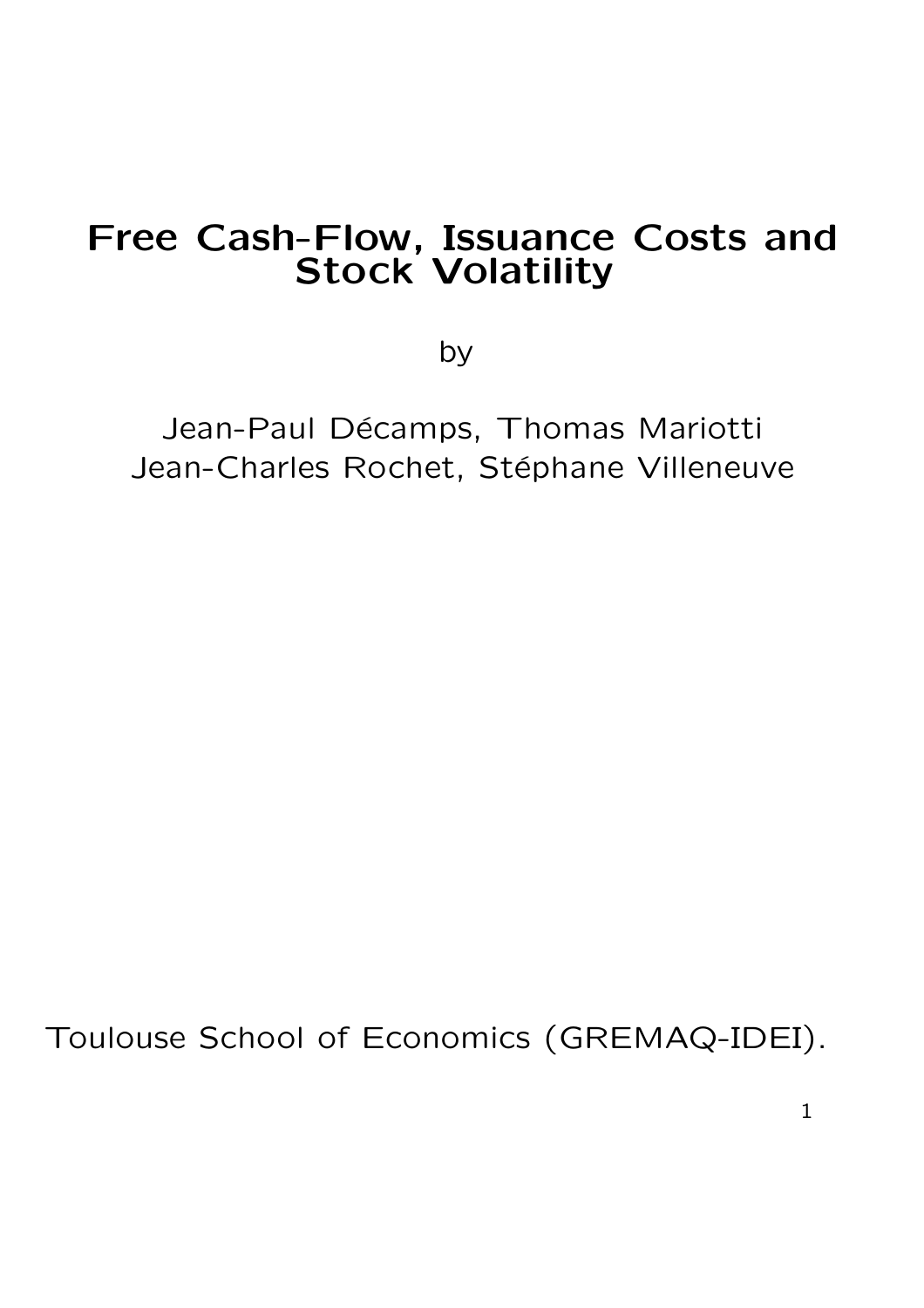# Free Cash-Flow, Issuance Costs and Stock Volatility

by

Jean-Paul Décamps, Thomas Mariotti
Jean-Charles Rochet, Stéphane Villeneuve

Toulouse School of Economics (GREMAQ-IDEI).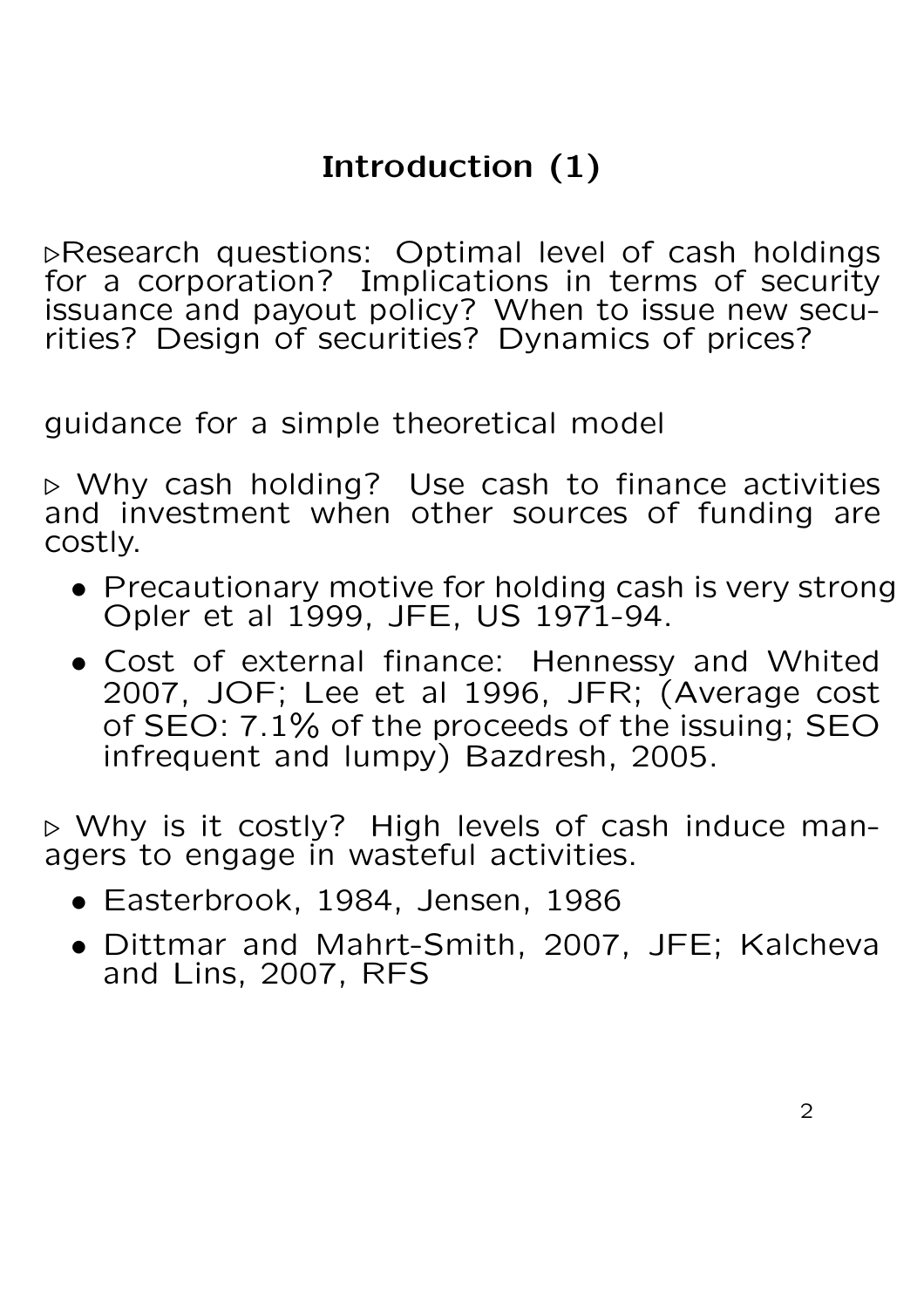## Introduction (1)

▷Research questions: Optimal level of cash holdings for a corporation? Implications in terms of security issuance and payout policy? When to issue new securities? Design of securities? Dynamics of prices?

guidance for a simple theoretical model

▷ Why cash holding? Use cash to finance activities and investment when other sources of funding are costly.

- Precautionary motive for holding cash is very strong Opler et al 1999, JFE, US 1971-94.
- Cost of external finance: Hennessy and Whited 2007, JOF; Lee et al 1996, JFR; (Average cost of SEO: 7.1% of the proceeds of the issuing; SEO infrequent and lumpy) Bazdresh, 2005.

▷ Why is it costly? High levels of cash induce managers to engage in wasteful activities.

- Easterbrook, 1984, Jensen, 1986
- Dittmar and Mahrt-Smith, 2007, JFE; Kalcheva and Lins, 2007, RFS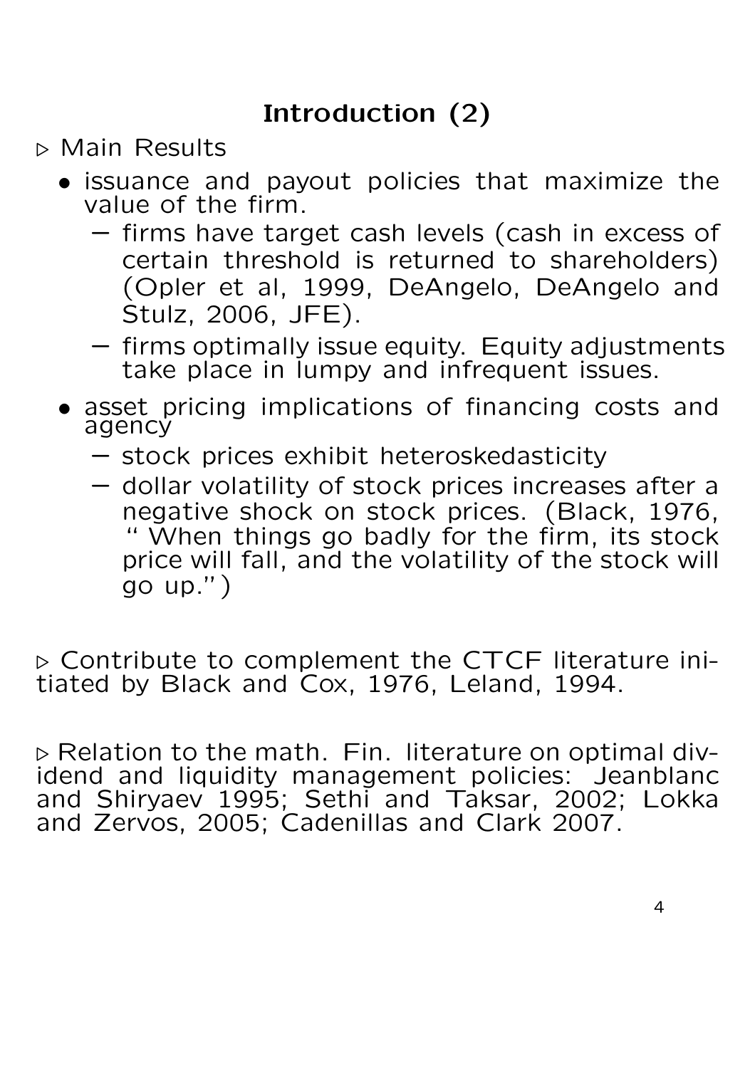## Introduction (2)

▷ Main Results

- issuance and payout policies that maximize the value of the firm.
  - firms have target cash levels (cash in excess of certain threshold is returned to shareholders) (Opler et al, 1999, DeAngelo, DeAngelo and Stulz, 2006, JFE).
  - firms optimally issue equity. Equity adjustments take place in lumpy and infrequent issues.
- asset pricing implications of financing costs and agency
  - stock prices exhibit heteroskedasticity
  - dollar volatility of stock prices increases after a negative shock on stock prices. (Black, 1976, " When things go badly for the firm, its stock price will fall, and the volatility of the stock will go up.")

▷ Contribute to complement the CTCF literature initiated by Black and Cox, 1976, Leland, 1994.

▷ Relation to the math. Fin. literature on optimal dividend and liquidity management policies: Jeanblanc and Shiryaev 1995; Sethi and Taksar, 2002; Lokka and Zervos, 2005; Cadenillas and Clark 2007.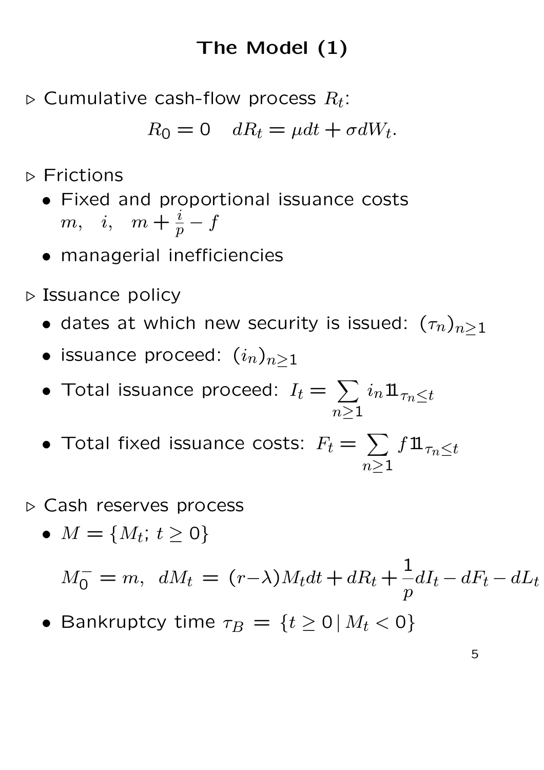# The Model (1)

▷ Cumulative cash-flow process $R_t$:

$$R_0 = 0 \quad dR_t = \mu dt + \sigma dW_t.$$

▷ Frictions

- Fixed and proportional issuance costs $m, \quad i, \quad m + \frac{i}{p} - f$
- managerial inefficiencies

▷ Issuance policy

- dates at which new security is issued: $(\tau_n)_{n \geq 1}$
- issuance proceed: $(i_n)_{n \geq 1}$
- Total issuance proceed: $I_t = \sum_{n \geq 1} i_n 1\!\!1_{\tau_n \leq t}$
- Total fixed issuance costs: $F_t = \sum_{n \geq 1} f 1\!\!1_{\tau_n \leq t}$

▷ Cash reserves process

- $M = \{M_t; \, t \geq 0\}$

$$M_0^- = m, \;\; dM_t = (r - \lambda) M_t dt + dR_t + \frac{1}{p} dI_t - dF_t - dL_t$$

- Bankruptcy time $\tau_B = \{t \geq 0 \,|\, M_t < 0\}$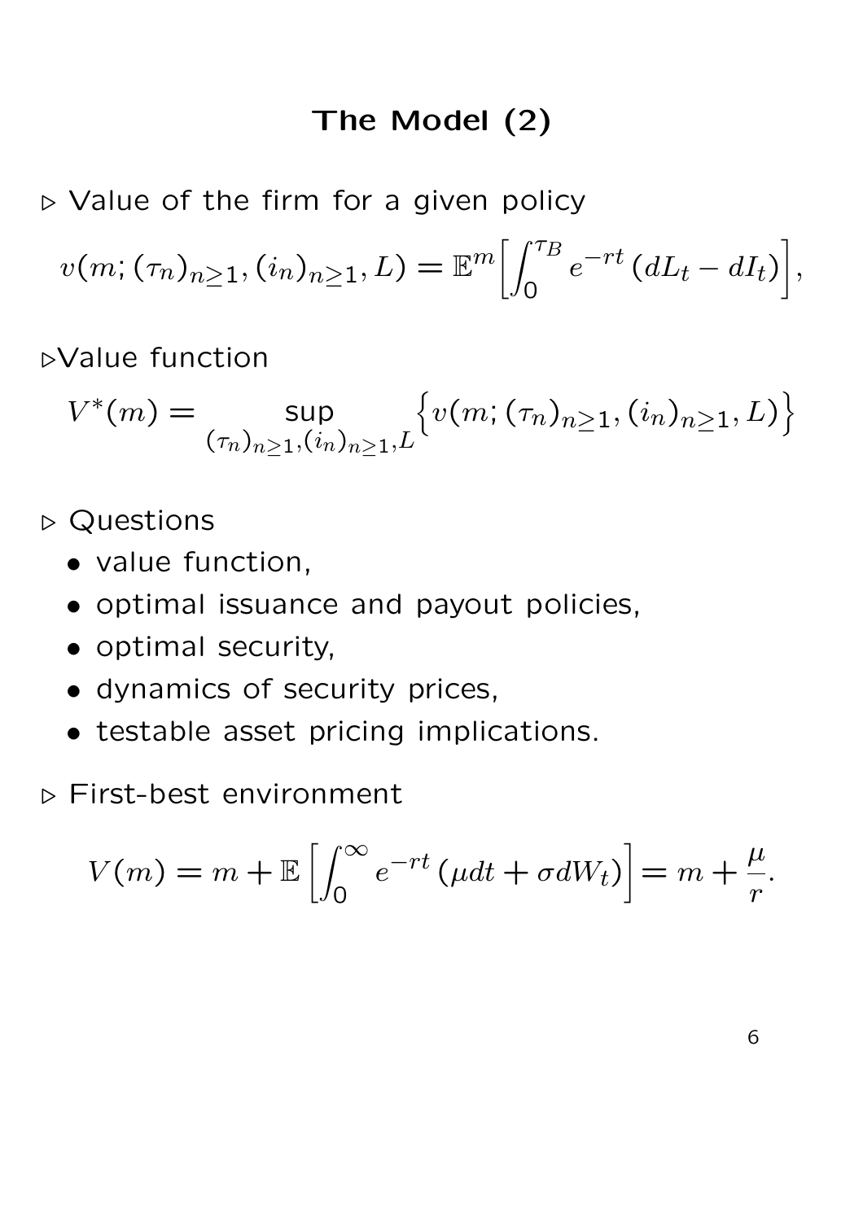# The Model (2)

▷ Value of the firm for a given policy

$$v(m; (\tau_n)_{n\geq 1}, (i_n)_{n\geq 1}, L) = \mathbb{E}^m\Big[\int_0^{\tau_B} e^{-rt}\,(dL_t - dI_t)\Big],$$

▷Value function

$$V^*(m) = \sup_{(\tau_n)_{n\geq 1}, (i_n)_{n\geq 1}, L}\Big\{v(m; (\tau_n)_{n\geq 1}, (i_n)_{n\geq 1}, L)\Big\}$$

▷ Questions

- value function,
- optimal issuance and payout policies,
- optimal security,
- dynamics of security prices,
- testable asset pricing implications.

▷ First-best environment

$$V(m) = m + \mathbb{E}\left[\int_0^{\infty} e^{-rt}\,(\mu dt + \sigma dW_t)\right] = m + \frac{\mu}{r}.$$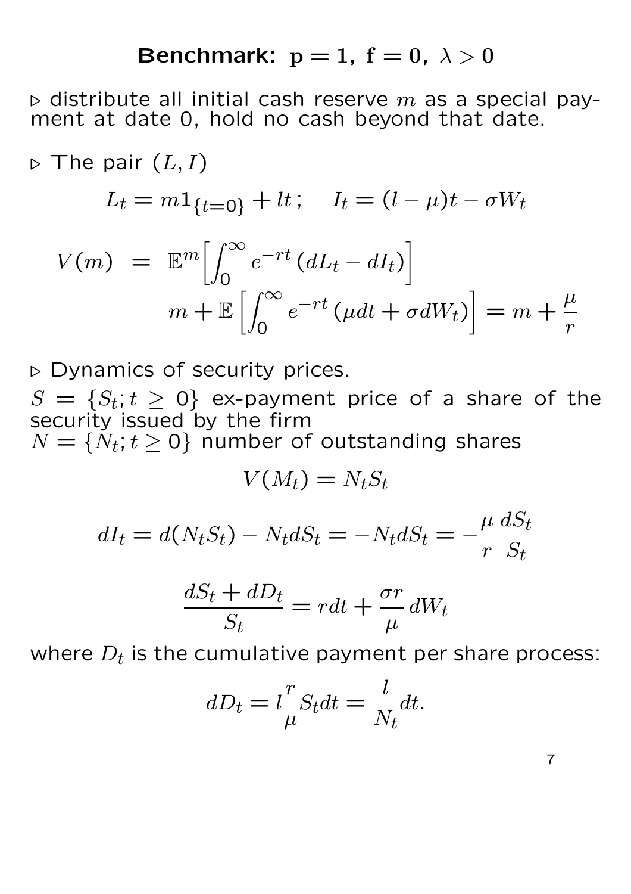## Benchmark: $\mathbf{p = 1,\ f = 0,\ \lambda > 0}$

▷ distribute all initial cash reserve $m$ as a special payment at date 0, hold no cash beyond that date.

▷ The pair $(L, I)$

$$L_t = m1_{\{t=0\}} + lt\,; \quad I_t = (l-\mu)t - \sigma W_t$$

$$\begin{aligned} V(m) &= \mathbb{E}^m\Big[\int_0^\infty e^{-rt}\,(dL_t - dI_t)\Big] \\ & \quad m + \mathbb{E}\left[\int_0^\infty e^{-rt}\,(\mu dt + \sigma dW_t)\right] = m + \frac{\mu}{r} \end{aligned}$$

▷ Dynamics of security prices.

$S = \{S_t; t \geq 0\}$ ex-payment price of a share of the security issued by the firm
$N = \{N_t; t \geq 0\}$ number of outstanding shares

$$V(M_t) = N_t S_t$$

$$dI_t = d(N_t S_t) - N_t dS_t = -N_t dS_t = -\frac{\mu}{r}\frac{dS_t}{S_t}$$

$$\frac{dS_t + dD_t}{S_t} = rdt + \frac{\sigma r}{\mu}\,dW_t$$

where $D_t$ is the cumulative payment per share process:

$$dD_t = l\frac{r}{\mu}S_t dt = \frac{l}{N_t}dt.$$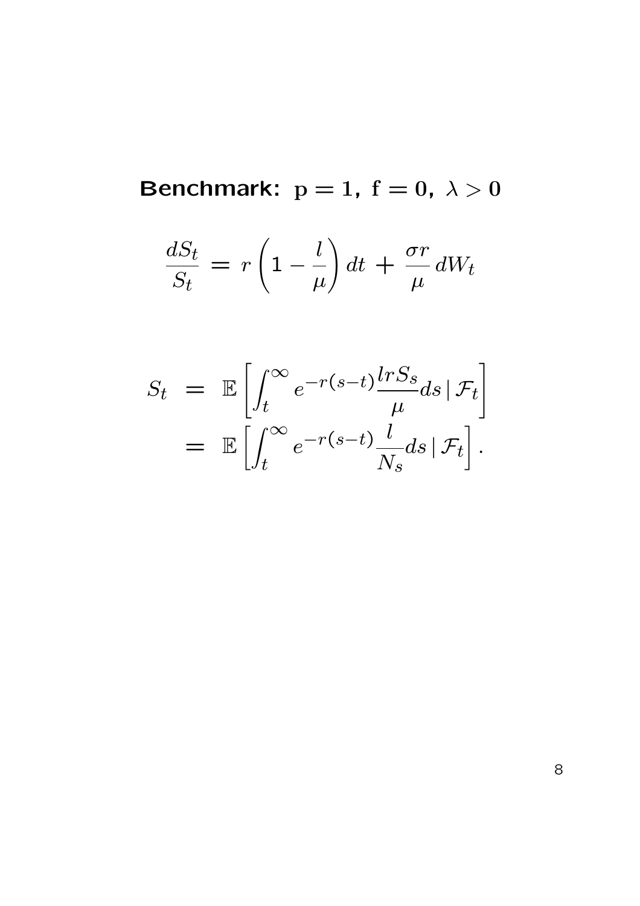**Benchmark: $\mathbf{p = 1,\ f = 0,\ \lambda > 0}$**

$$\frac{dS_t}{S_t} = r\left(1 - \frac{l}{\mu}\right)dt + \frac{\sigma r}{\mu}\,dW_t$$

$$\begin{aligned} S_t &= \mathbb{E}\left[\int_t^\infty e^{-r(s-t)}\frac{lrS_s}{\mu}ds \,|\, \mathcal{F}_t\right] \\ &= \mathbb{E}\left[\int_t^\infty e^{-r(s-t)}\frac{l}{N_s}ds \,|\, \mathcal{F}_t\right]. \end{aligned}$$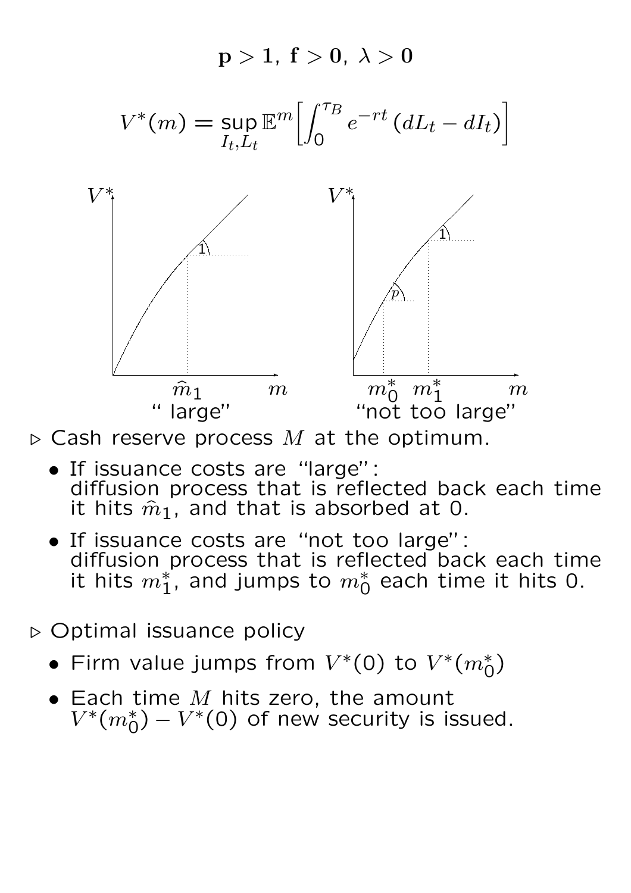## $\mathbf{p > 1,\ f > 0,\ \lambda > 0}$

$$V^*(m) = \sup_{I_t, L_t} \mathbb{E}^m\Big[\int_0^{\tau_B} e^{-rt}\,(dL_t - dI_t)\Big]$$

"large" ($\widehat{m}_1$) — "not too large" ($m_0^*$, $m_1^*$)

- ▷ Cash reserve process $M$ at the optimum.
  - If issuance costs are "large": diffusion process that is reflected back each time it hits $\hat{m}_1$, and that is absorbed at 0.
  - If issuance costs are "not too large": diffusion process that is reflected back each time it hits $m_1^*$, and jumps to $m_0^*$ each time it hits 0.

- ▷ Optimal issuance policy
  - Firm value jumps from $V^*(0)$ to $V^*(m_0^*)$
  - Each time $M$ hits zero, the amount $V^*(m_0^*) - V^*(0)$ of new security is issued.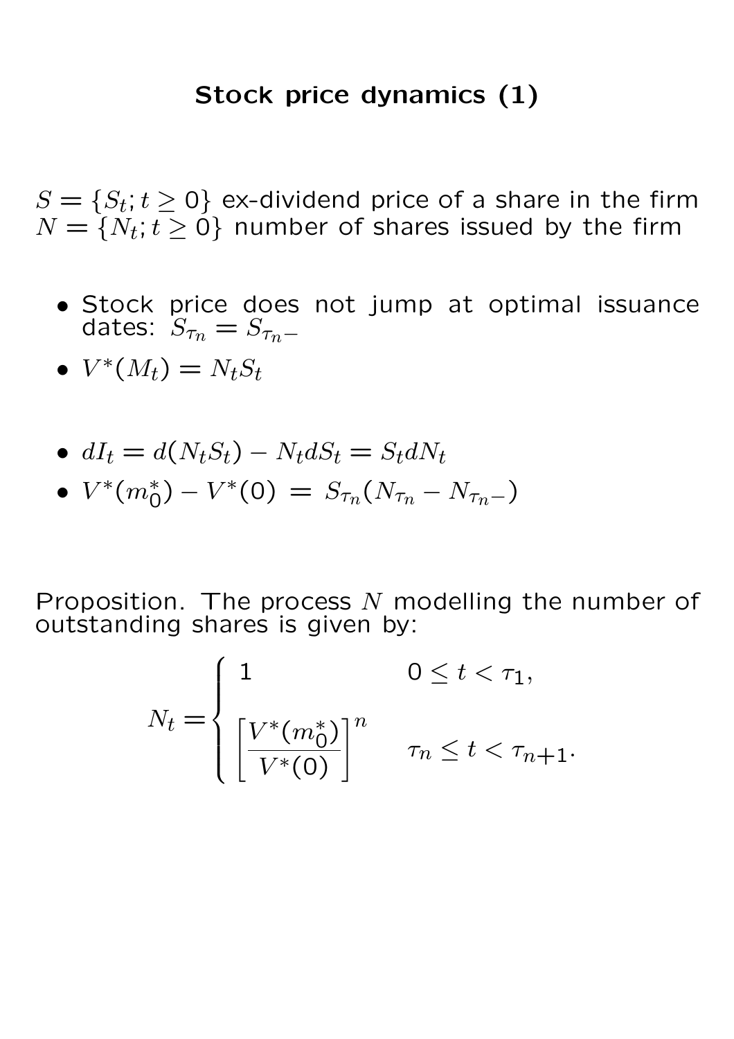## Stock price dynamics (1)

$S = \{S_t; t \geq 0\}$ ex-dividend price of a share in the firm
$N = \{N_t; t \geq 0\}$ number of shares issued by the firm

- Stock price does not jump at optimal issuance dates: $S_{\tau_n} = S_{\tau_n -}$
- $V^*(M_t) = N_t S_t$

- $dI_t = d(N_t S_t) - N_t dS_t = S_t dN_t$
- $V^*(m_0^*) - V^*(0) = S_{\tau_n}(N_{\tau_n} - N_{\tau_n -})$

Proposition. The process $N$ modelling the number of outstanding shares is given by:

$$
N_t = \begin{cases} 1 & 0 \leq t < \tau_1, \\ \left[ \dfrac{V^*(m_0^*)}{V^*(0)} \right]^n & \tau_n \leq t < \tau_{n+1}. \end{cases}
$$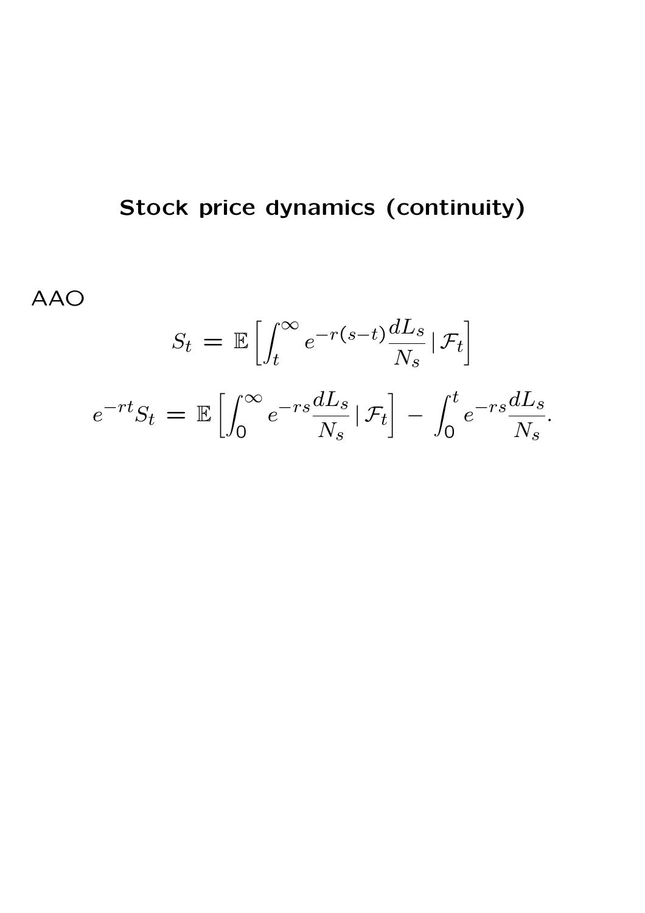## Stock price dynamics (continuity)

AAO

$$S_t = \mathbb{E}\left[\int_t^\infty e^{-r(s-t)}\frac{dL_s}{N_s} \,|\, \mathcal{F}_t\right]$$

$$e^{-rt}S_t = \mathbb{E}\left[\int_0^\infty e^{-rs}\frac{dL_s}{N_s} \,|\, \mathcal{F}_t\right] - \int_0^t e^{-rs}\frac{dL_s}{N_s}.$$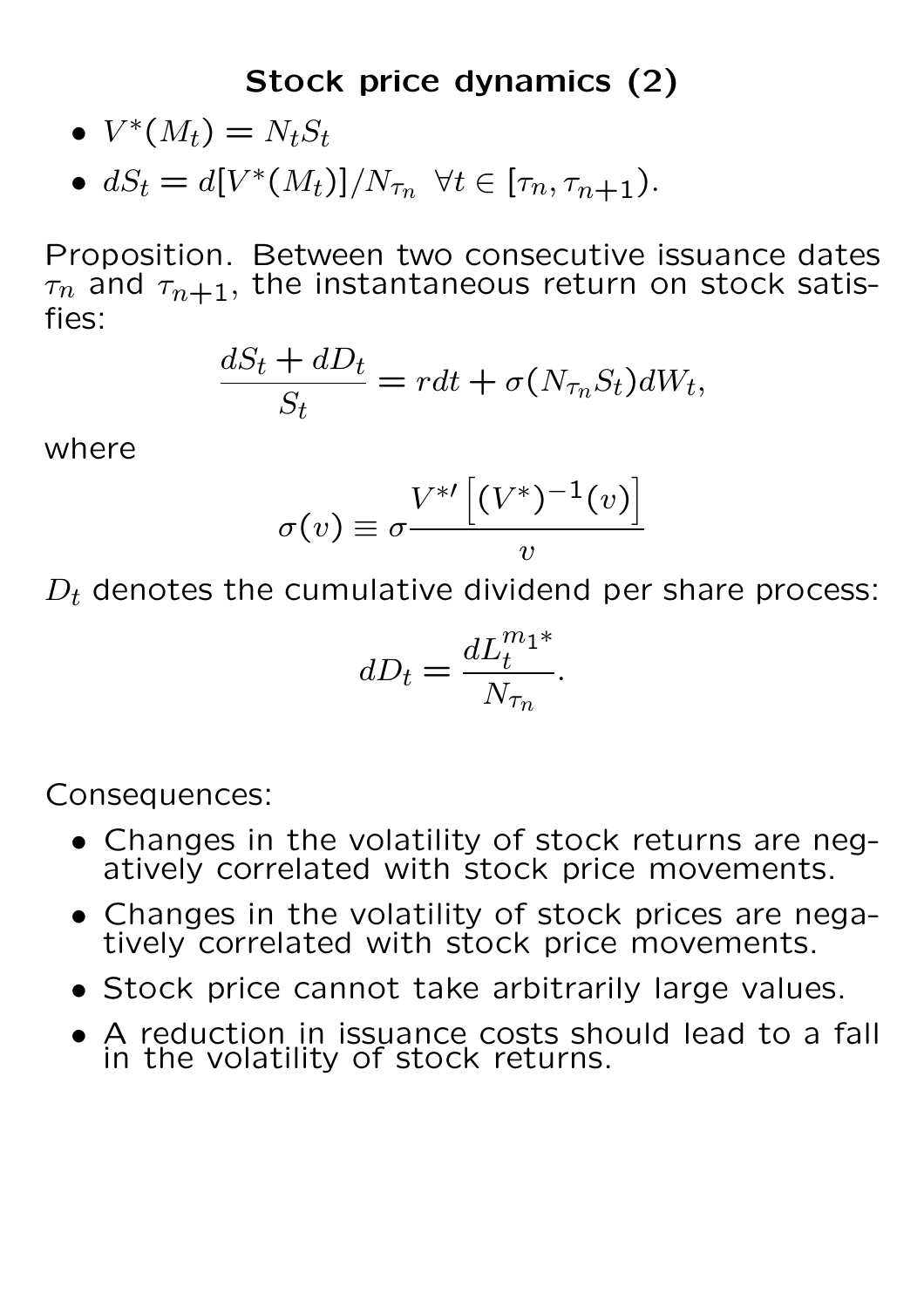## Stock price dynamics (2)

- $V^*(M_t) = N_t S_t$
- $dS_t = d[V^*(M_t)]/N_{\tau_n} \;\; \forall t \in [\tau_n, \tau_{n+1})$.

Proposition. Between two consecutive issuance dates $\tau_n$ and $\tau_{n+1}$, the instantaneous return on stock satisfies:

$$\frac{dS_t + dD_t}{S_t} = rdt + \sigma(N_{\tau_n} S_t) dW_t,$$

where

$$\sigma(v) \equiv \sigma \frac{V^{*\prime}\left[(V^*)^{-1}(v)\right]}{v}$$

$D_t$ denotes the cumulative dividend per share process:

$$dD_t = \frac{dL_t^{m_1 *}}{N_{\tau_n}}.$$

Consequences:

- Changes in the volatility of stock returns are negatively correlated with stock price movements.
- Changes in the volatility of stock prices are negatively correlated with stock price movements.
- Stock price cannot take arbitrarily large values.
- A reduction in issuance costs should lead to a fall in the volatility of stock returns.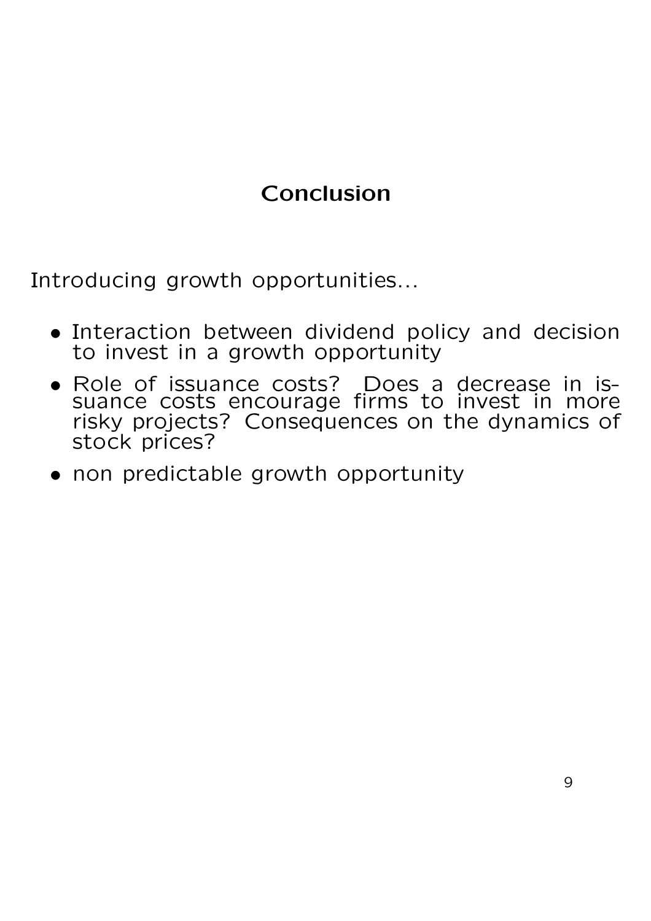## Conclusion

Introducing growth opportunities...

- Interaction between dividend policy and decision to invest in a growth opportunity
- Role of issuance costs? Does a decrease in issuance costs encourage firms to invest in more risky projects? Consequences on the dynamics of stock prices?
- non predictable growth opportunity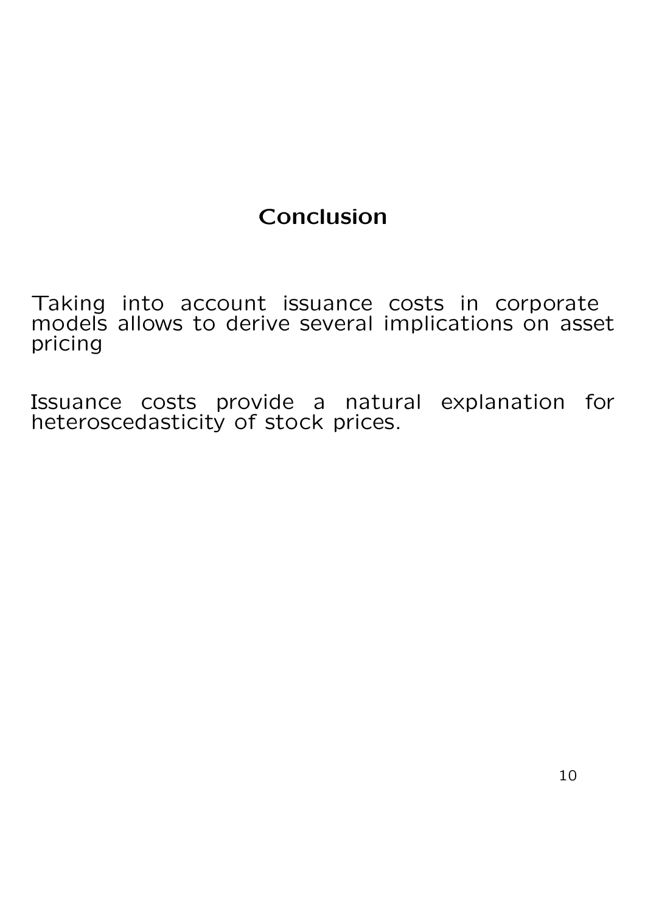# Conclusion

Taking into account issuance costs in corporate models allows to derive several implications on asset pricing

Issuance costs provide a natural explanation for heteroscedasticity of stock prices.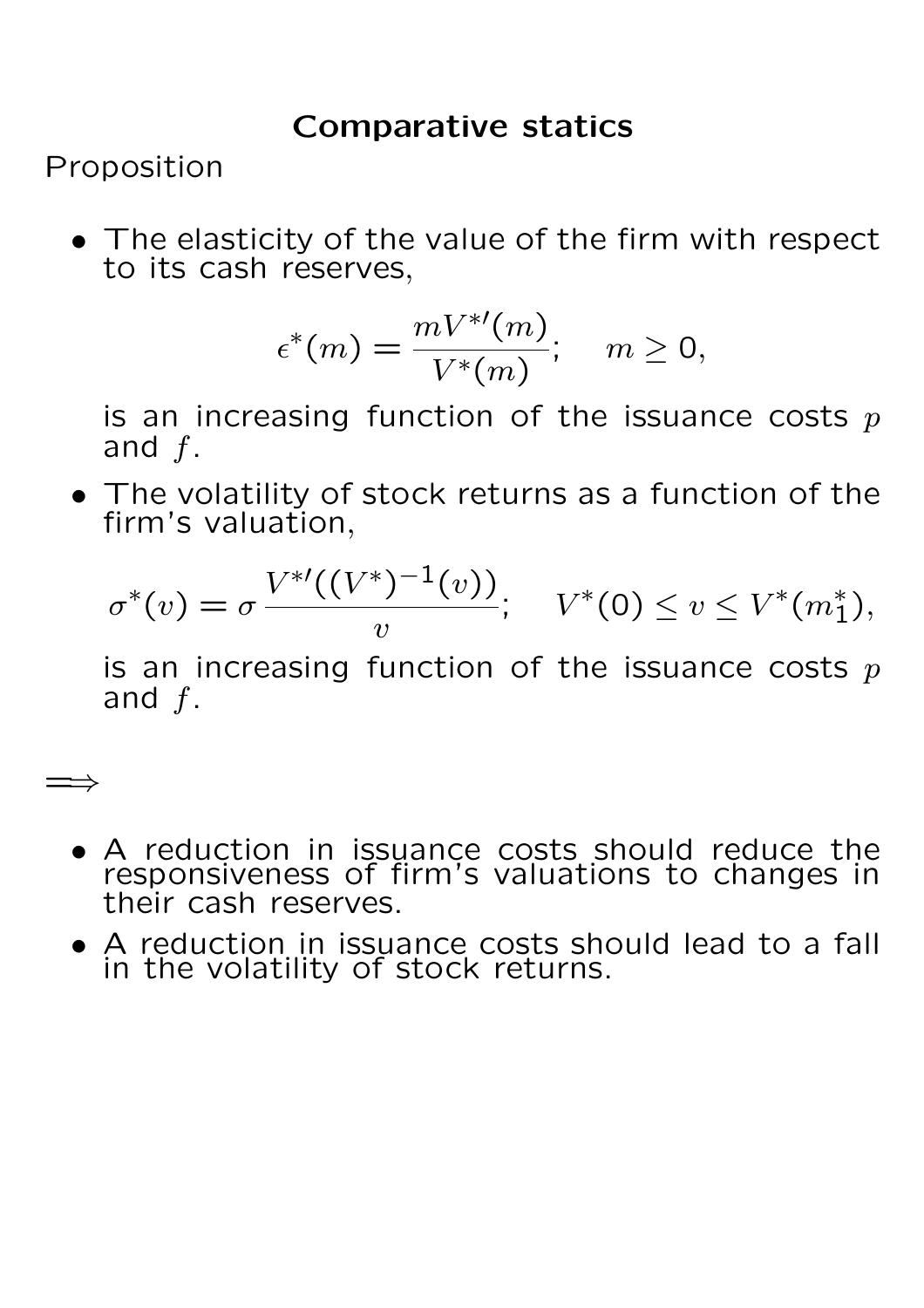# Comparative statics

Proposition

- The elasticity of the value of the firm with respect to its cash reserves,

$$\epsilon^*(m) = \frac{mV^{*\prime}(m)}{V^*(m)}; \quad m \geq 0,$$

  is an increasing function of the issuance costs $p$ and $f$.

- The volatility of stock returns as a function of the firm's valuation,

$$\sigma^*(v) = \sigma \frac{V^{*\prime}((V^*)^{-1}(v))}{v}; \quad V^*(0) \leq v \leq V^*(m_1^*),$$

  is an increasing function of the issuance costs $p$ and $f$.

$\Longrightarrow$

- A reduction in issuance costs should reduce the responsiveness of firm's valuations to changes in their cash reserves.
- A reduction in issuance costs should lead to a fall in the volatility of stock returns.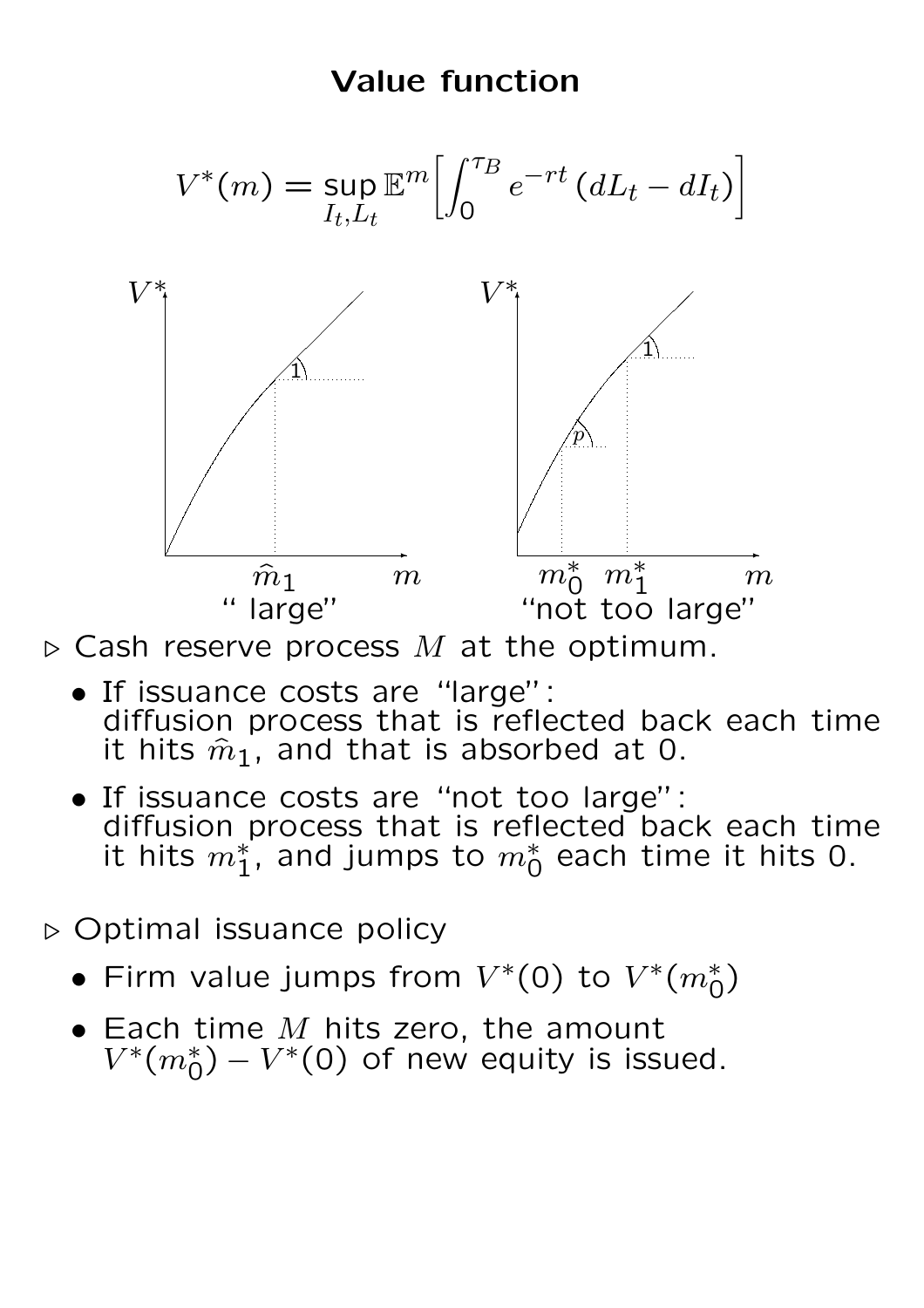# Value function

$$V^*(m) = \sup_{I_t, L_t} \mathbb{E}^m \Big[ \int_0^{\tau_B} e^{-rt} \, (dL_t - dI_t) \Big]$$

$\widehat{m}_1$ — " large"

$m_0^*$ $m_1^*$ — "not too large"

▷ Cash reserve process $M$ at the optimum.

- If issuance costs are "large": diffusion process that is reflected back each time it hits $\widehat{m}_1$, and that is absorbed at 0.
- If issuance costs are "not too large": diffusion process that is reflected back each time it hits $m_1^*$, and jumps to $m_0^*$ each time it hits 0.

▷ Optimal issuance policy

- Firm value jumps from $V^*(0)$ to $V^*(m_0^*)$
- Each time $M$ hits zero, the amount $V^*(m_0^*) - V^*(0)$ of new equity is issued.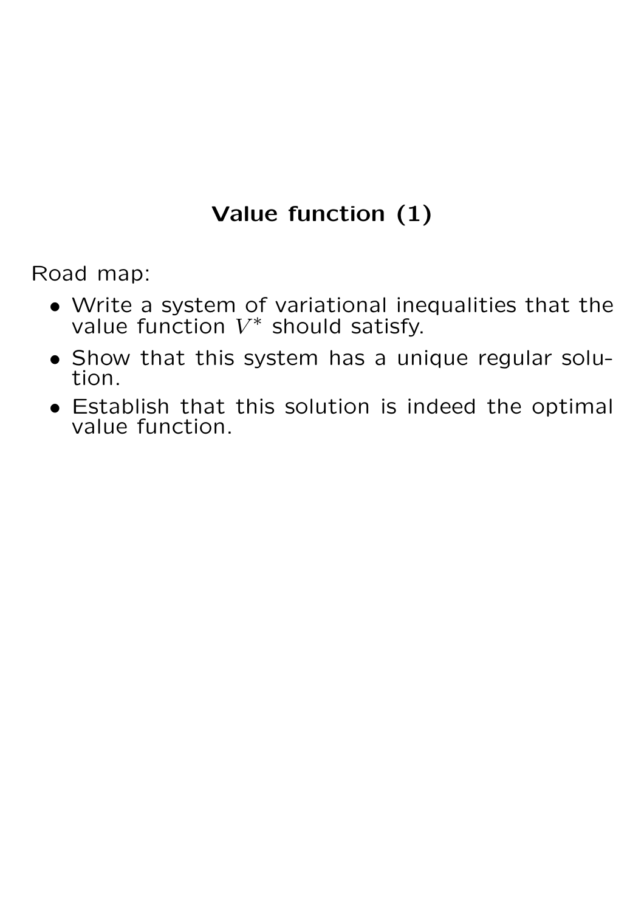## Value function (1)

Road map:

- Write a system of variational inequalities that the value function $V^*$ should satisfy.
- Show that this system has a unique regular solution.
- Establish that this solution is indeed the optimal value function.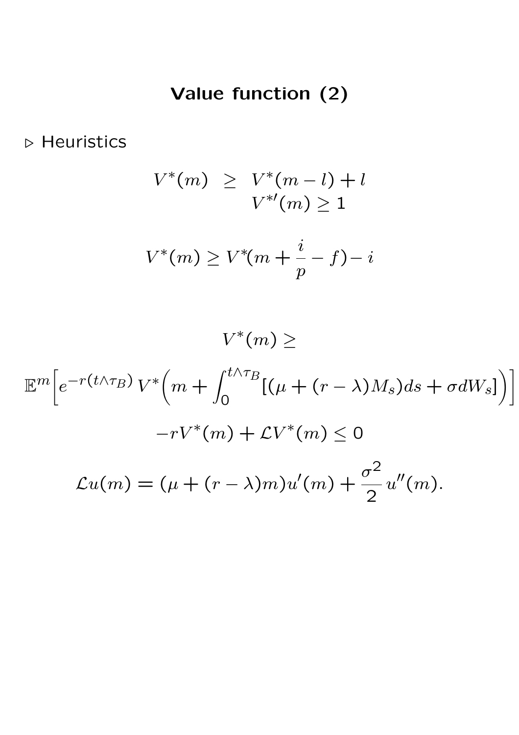# Value function (2)

▷ Heuristics

$$
\begin{aligned}
V^*(m) \quad &\geq \quad V^*(m-l) + l \\
&\quad\;\; V^{*\prime}(m) \geq 1
\end{aligned}
$$

$$
V^*(m) \geq V^*(m + \frac{i}{p} - f) - i
$$

$$
V^*(m) \geq
$$

$$
\mathbb{E}^m\Big[e^{-r(t\wedge\tau_B)}\, V^*\Big(m + \int_0^{t\wedge\tau_B}[(\mu + (r-\lambda)M_s)ds + \sigma dW_s]\Big)\Big]
$$

$$
-rV^*(m) + \mathcal{L}V^*(m) \leq 0
$$

$$
\mathcal{L}u(m) = (\mu + (r-\lambda)m)u'(m) + \frac{\sigma^2}{2}\, u''(m).
$$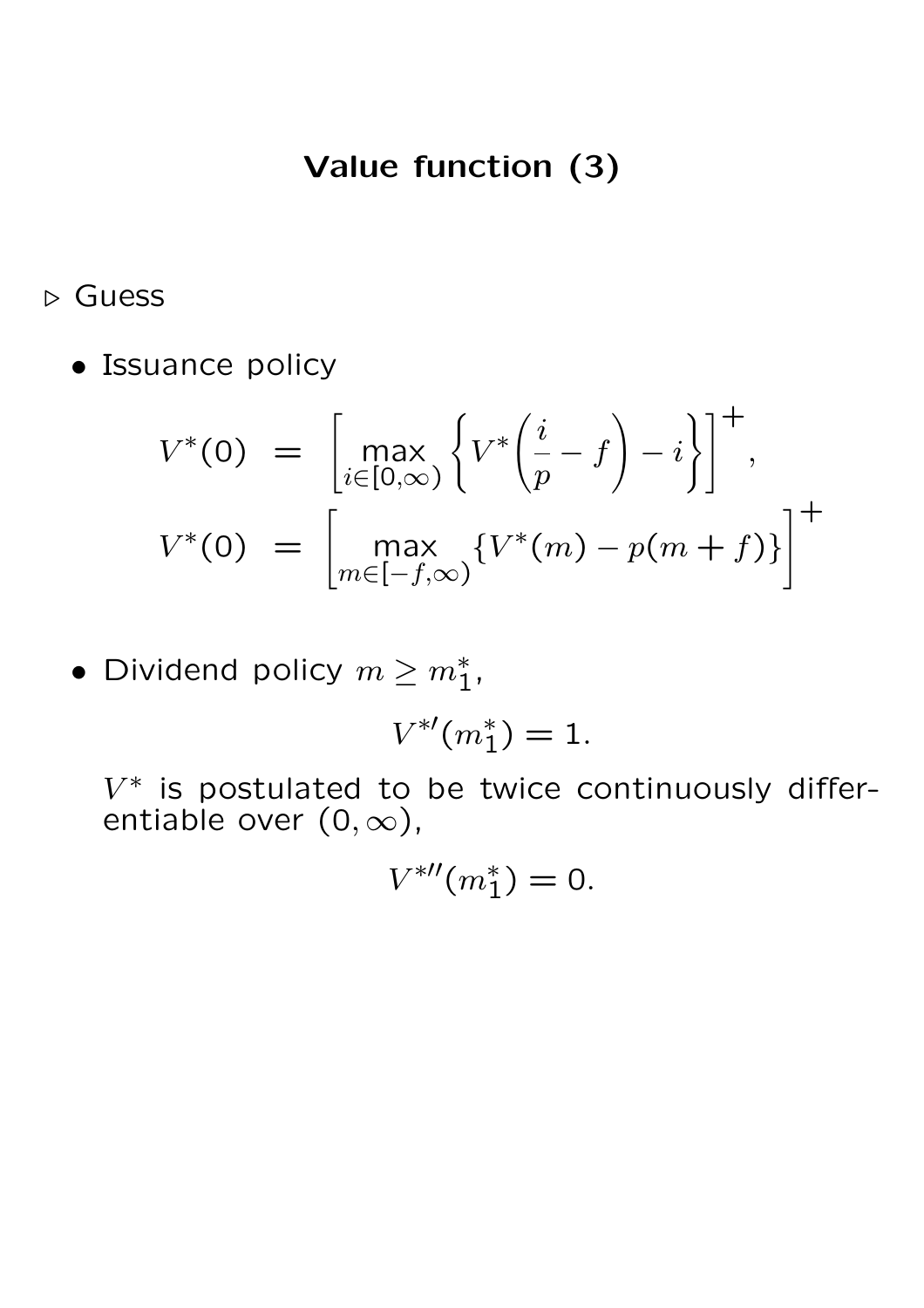# Value function (3)

▷ Guess

- Issuance policy

$$
\begin{aligned}
V^*(0) &= \left[\max_{i \in [0,\infty)} \left\{ V^*\!\left(\frac{i}{p} - f\right) - i \right\}\right]^+, \\
V^*(0) &= \left[\max_{m \in [-f,\infty)} \{V^*(m) - p(m+f)\}\right]^+
\end{aligned}
$$

- Dividend policy $m \geq m_1^*$,

$$V^{*\prime}(m_1^*) = 1.$$

  $V^*$ is postulated to be twice continuously differentiable over $(0, \infty)$,

$$V^{*\prime\prime}(m_1^*) = 0.$$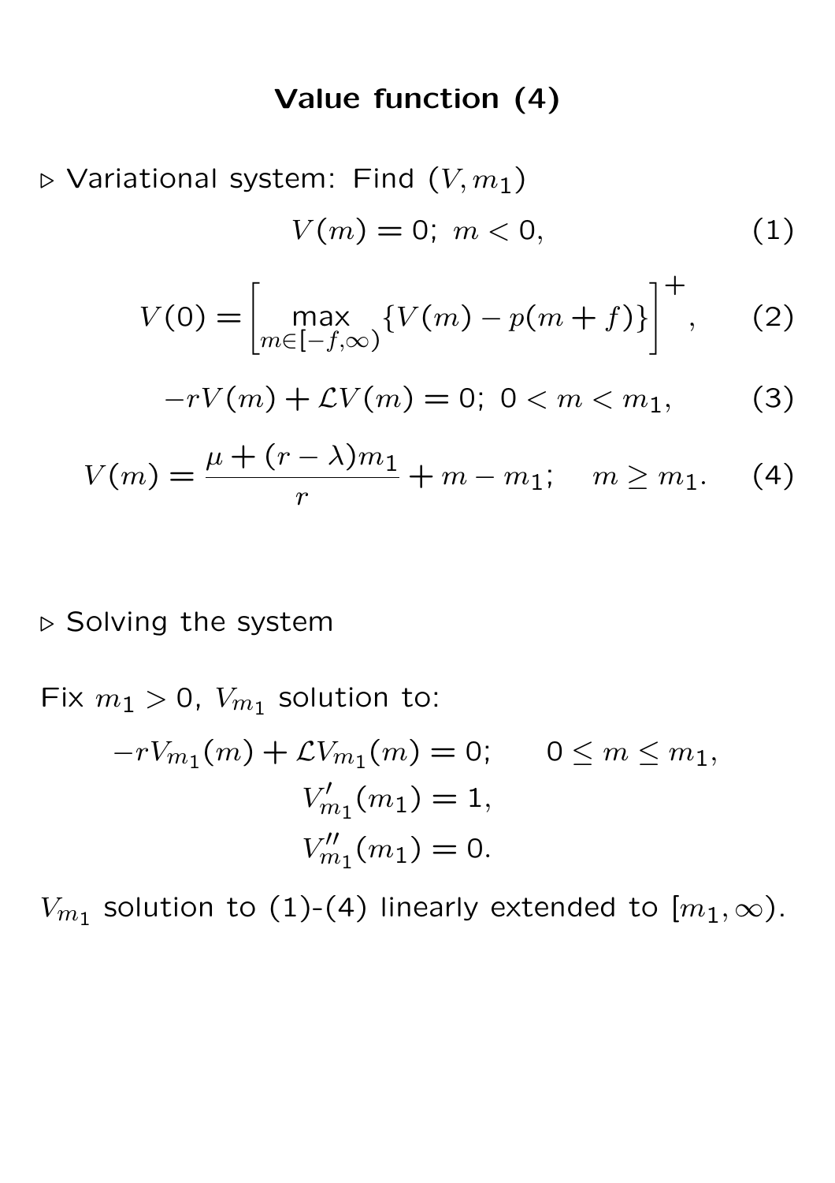# Value function (4)

▷ Variational system: Find $(V, m_1)$

$$V(m) = 0;\ m < 0, \tag{1}$$

$$V(0) = \left[\max_{m \in [-f,\infty)} \{V(m) - p(m+f)\}\right]^+, \tag{2}$$

$$-rV(m) + \mathcal{L}V(m) = 0;\ 0 < m < m_1, \tag{3}$$

$$V(m) = \frac{\mu + (r-\lambda)m_1}{r} + m - m_1; \quad m \geq m_1. \tag{4}$$

▷ Solving the system

Fix $m_1 > 0$, $V_{m_1}$ solution to:

$$-rV_{m_1}(m) + \mathcal{L}V_{m_1}(m) = 0; \qquad 0 \leq m \leq m_1,$$
$$V'_{m_1}(m_1) = 1,$$
$$V''_{m_1}(m_1) = 0.$$

$V_{m_1}$ solution to (1)-(4) linearly extended to $[m_1, \infty)$.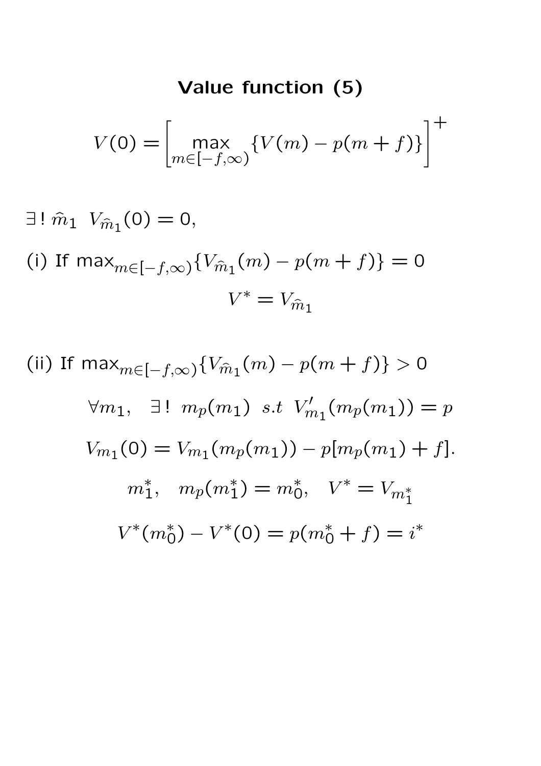# Value function (5)

$$V(0) = \left[ \max_{m \in [-f, \infty)} \{ V(m) - p(m+f) \} \right]^+$$

$\exists ! \, \widehat{m}_1 \;\; V_{\widehat{m}_1}(0) = 0,$

(i) If $\max_{m \in [-f,\infty)} \{ V_{\widehat{m}_1}(m) - p(m+f) \} = 0$

$$V^* = V_{\widehat{m}_1}$$

(ii) If $\max_{m \in [-f,\infty)} \{ V_{\widehat{m}_1}(m) - p(m+f) \} > 0$

$$\forall m_1, \quad \exists ! \;\; m_p(m_1) \;\; s.t \;\; V'_{m_1}(m_p(m_1)) = p$$

$$V_{m_1}(0) = V_{m_1}(m_p(m_1)) - p[m_p(m_1) + f].$$

$$m_1^*, \quad m_p(m_1^*) = m_0^*, \quad V^* = V_{m_1^*}$$

$$V^*(m_0^*) - V^*(0) = p(m_0^* + f) = i^*$$